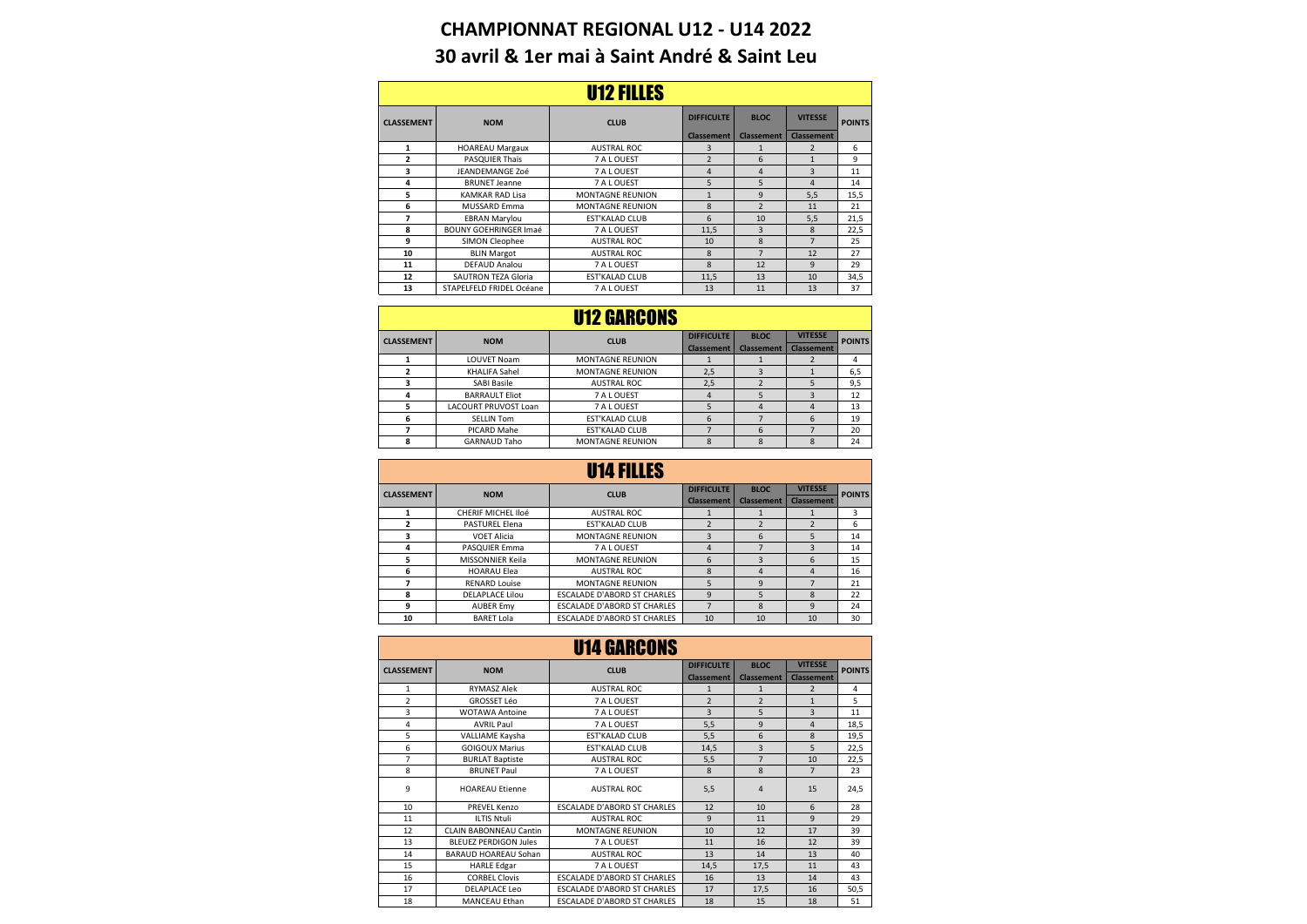# CHAMPIONNAT REGIONAL U12 - U14 2022

## 30 avril & 1er mai à Saint André & Saint Leu

### U12 FILLES

| CLASSEMENT | NOM | CLUB | DIFFICULTE | BLOC | VITESSE | POINTS |
|---|---|---|---|---|---|---|
| | | | Classement | Classement | Classement | |
| 1 | HOAREAU Margaux | AUSTRAL ROC | 3 | 1 | 2 | 6 |
| 2 | PASQUIER Thaïs | 7 A L OUEST | 2 | 6 | 1 | 9 |
| 3 | JEANDEMANGE Zoé | 7 A L OUEST | 4 | 4 | 3 | 11 |
| 4 | BRUNET Jeanne | 7 A L OUEST | 5 | 5 | 4 | 14 |
| 5 | KAMKAR RAD Lisa | MONTAGNE REUNION | 1 | 9 | 5,5 | 15,5 |
| 6 | MUSSARD Emma | MONTAGNE REUNION | 8 | 2 | 11 | 21 |
| 7 | EBRAN Marylou | EST'KALAD CLUB | 6 | 10 | 5,5 | 21,5 |
| 8 | BOUNY GOEHRINGER Imaé | 7 A L OUEST | 11,5 | 3 | 8 | 22,5 |
| 9 | SIMON Cleophee | AUSTRAL ROC | 10 | 8 | 7 | 25 |
| 10 | BLIN Margot | AUSTRAL ROC | 8 | 7 | 12 | 27 |
| 11 | DEFAUD Analou | 7 A L OUEST | 8 | 12 | 9 | 29 |
| 12 | SAUTRON TEZA Gloria | EST'KALAD CLUB | 11,5 | 13 | 10 | 34,5 |
| 13 | STAPELFELD FRIDEL Océane | 7 A L OUEST | 13 | 11 | 13 | 37 |

### U12 GARCONS

| CLASSEMENT | NOM | CLUB | DIFFICULTE | BLOC | VITESSE | POINTS |
|---|---|---|---|---|---|---|
| | | | Classement | Classement | Classement | |
| 1 | LOUVET Noam | MONTAGNE REUNION | 1 | 1 | 2 | 4 |
| 2 | KHALIFA Sahel | MONTAGNE REUNION | 2,5 | 3 | 1 | 6,5 |
| 3 | SABI Basile | AUSTRAL ROC | 2,5 | 2 | 5 | 9,5 |
| 4 | BARRAULT Eliot | 7 A L OUEST | 4 | 5 | 3 | 12 |
| 5 | LACOURT PRUVOST Loan | 7 A L OUEST | 5 | 4 | 4 | 13 |
| 6 | SELLIN Tom | EST'KALAD CLUB | 6 | 7 | 6 | 19 |
| 7 | PICARD Mahe | EST'KALAD CLUB | 7 | 6 | 7 | 20 |
| 8 | GARNAUD Taho | MONTAGNE REUNION | 8 | 8 | 8 | 24 |

### U14 FILLES

| CLASSEMENT | NOM | CLUB | DIFFICULTE | BLOC | VITESSE | POINTS |
|---|---|---|---|---|---|---|
| | | | Classement | Classement | Classement | |
| 1 | CHERIF MICHEL Iloé | AUSTRAL ROC | 1 | 1 | 1 | 3 |
| 2 | PASTUREL Elena | EST'KALAD CLUB | 2 | 2 | 2 | 6 |
| 3 | VOET Alicia | MONTAGNE REUNION | 3 | 6 | 5 | 14 |
| 4 | PASQUIER Emma | 7 A L OUEST | 4 | 7 | 3 | 14 |
| 5 | MISSONNIER Keila | MONTAGNE REUNION | 6 | 3 | 6 | 15 |
| 6 | HOARAU Elea | AUSTRAL ROC | 8 | 4 | 4 | 16 |
| 7 | RENARD Louise | MONTAGNE REUNION | 5 | 9 | 7 | 21 |
| 8 | DELAPLACE Lilou | ESCALADE D'ABORD ST CHARLES | 9 | 5 | 8 | 22 |
| 9 | AUBER Emy | ESCALADE D'ABORD ST CHARLES | 7 | 8 | 9 | 24 |
| 10 | BARET Lola | ESCALADE D'ABORD ST CHARLES | 10 | 10 | 10 | 30 |

### U14 GARCONS

| CLASSEMENT | NOM | CLUB | DIFFICULTE | BLOC | VITESSE | POINTS |
|---|---|---|---|---|---|---|
| | | | Classement | Classement | Classement | |
| 1 | RYMASZ Alek | AUSTRAL ROC | 1 | 1 | 2 | 4 |
| 2 | GROSSET Léo | 7 A L OUEST | 2 | 2 | 1 | 5 |
| 3 | WOTAWA Antoine | 7 A L OUEST | 3 | 5 | 3 | 11 |
| 4 | AVRIL Paul | 7 A L OUEST | 5,5 | 9 | 4 | 18,5 |
| 5 | VALLIAME Kaysha | EST'KALAD CLUB | 5,5 | 6 | 8 | 19,5 |
| 6 | GOIGOUX Marius | EST'KALAD CLUB | 14,5 | 3 | 5 | 22,5 |
| 7 | BURLAT Baptiste | AUSTRAL ROC | 5,5 | 7 | 10 | 22,5 |
| 8 | BRUNET Paul | 7 A L OUEST | 8 | 8 | 7 | 23 |
| 9 | HOAREAU Etienne | AUSTRAL ROC | 5,5 | 4 | 15 | 24,5 |
| 10 | PREVEL Kenzo | ESCALADE D'ABORD ST CHARLES | 12 | 10 | 6 | 28 |
| 11 | ILTIS Ntuli | AUSTRAL ROC | 9 | 11 | 9 | 29 |
| 12 | CLAIN BABONNEAU Cantin | MONTAGNE REUNION | 10 | 12 | 17 | 39 |
| 13 | BLEUEZ PERDIGON Jules | 7 A L OUEST | 11 | 16 | 12 | 39 |
| 14 | BARAUD HOAREAU Sohan | AUSTRAL ROC | 13 | 14 | 13 | 40 |
| 15 | HARLE Edgar | 7 A L OUEST | 14,5 | 17,5 | 11 | 43 |
| 16 | CORBEL Clovis | ESCALADE D'ABORD ST CHARLES | 16 | 13 | 14 | 43 |
| 17 | DELAPLACE Leo | ESCALADE D'ABORD ST CHARLES | 17 | 17,5 | 16 | 50,5 |
| 18 | MANCEAU Ethan | ESCALADE D'ABORD ST CHARLES | 18 | 15 | 18 | 51 |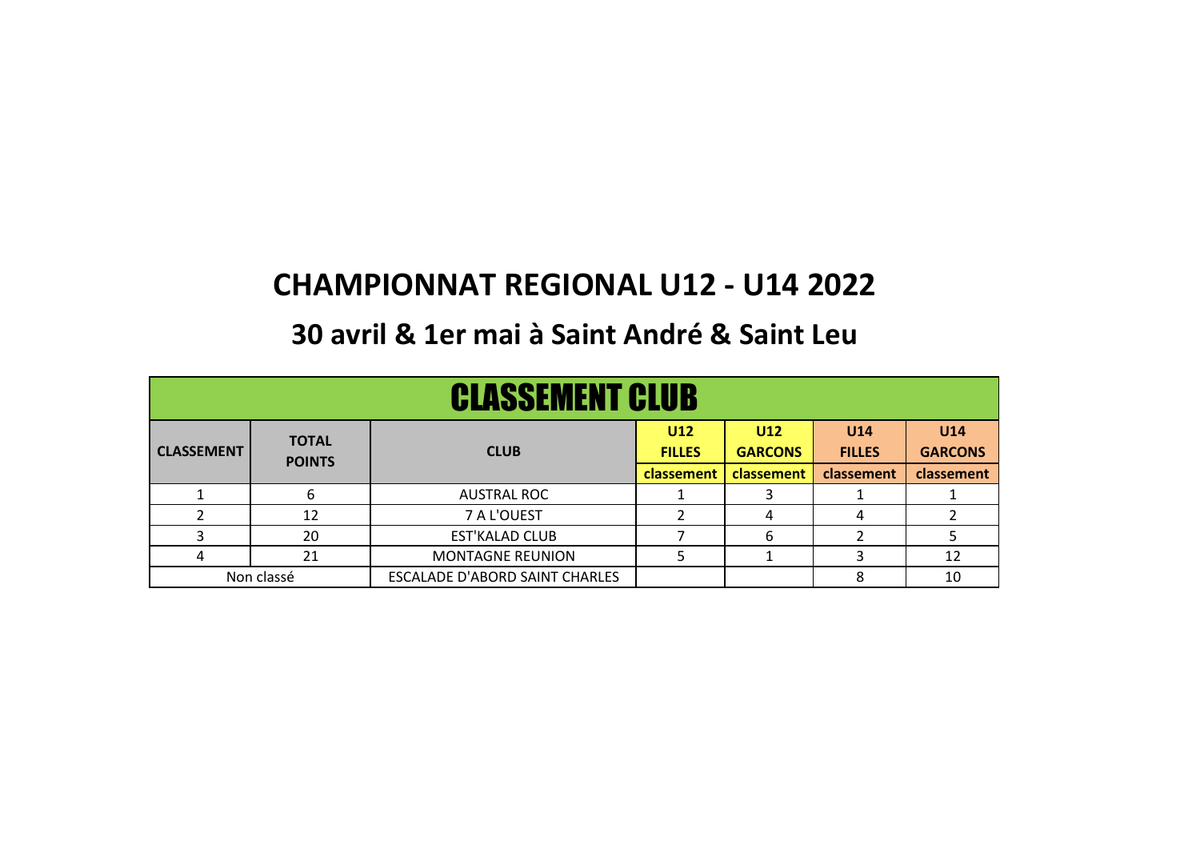# CHAMPIONNAT REGIONAL U12 - U14 2022

## 30 avril & 1er mai à Saint André & Saint Leu

| CLASSEMENT CLUB | | | | | | |
|---|---|---|---|---|---|---|
| CLASSEMENT | TOTAL POINTS | CLUB | U12 FILLES | U12 GARCONS | U14 FILLES | U14 GARCONS |
| | | | classement | classement | classement | classement |
| 1 | 6 | AUSTRAL ROC | 1 | 3 | 1 | 1 |
| 2 | 12 | 7 A L'OUEST | 2 | 4 | 4 | 2 |
| 3 | 20 | EST'KALAD CLUB | 7 | 6 | 2 | 5 |
| 4 | 21 | MONTAGNE REUNION | 5 | 1 | 3 | 12 |
| Non classé | | ESCALADE D'ABORD SAINT CHARLES | | | 8 | 10 |